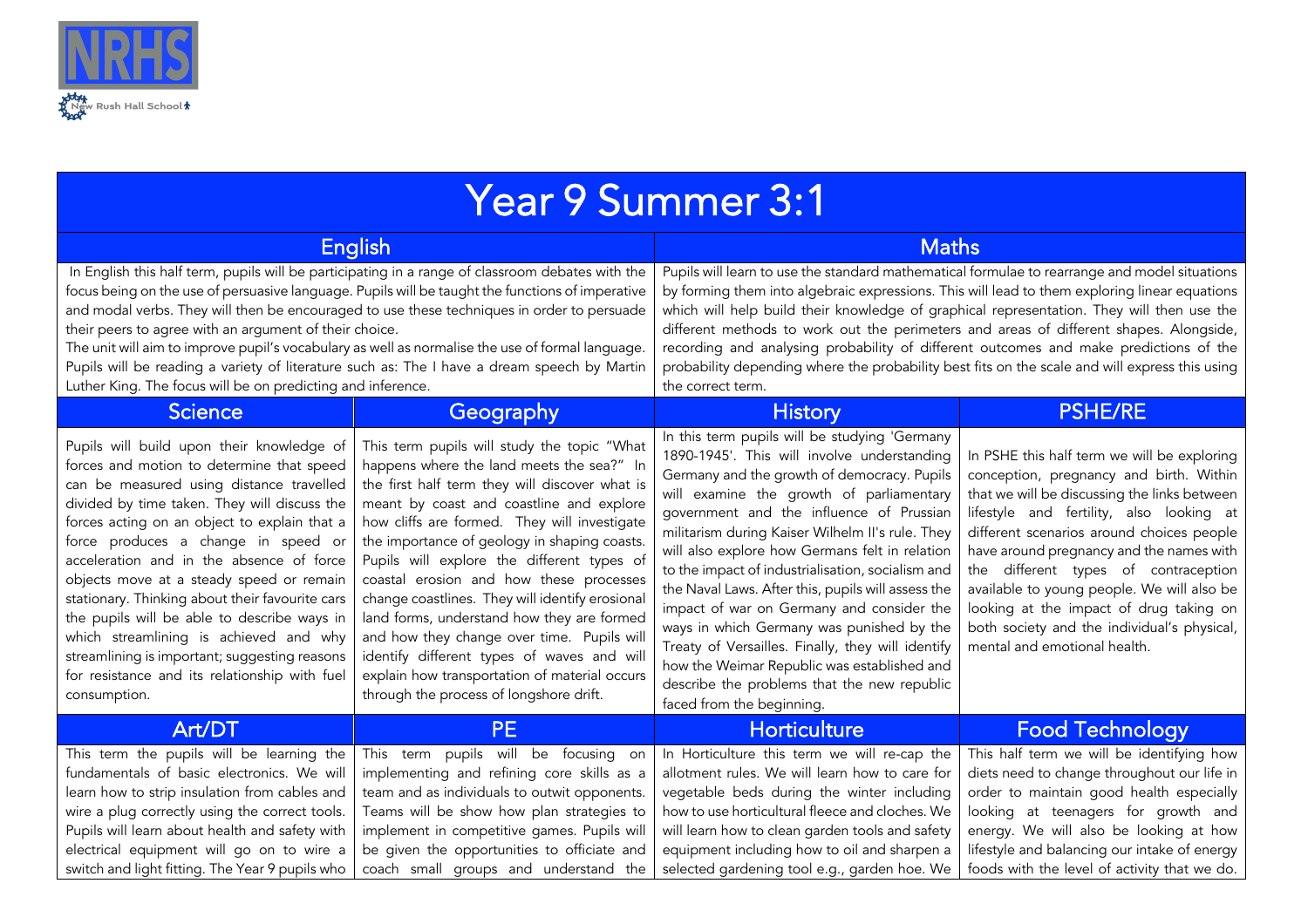NRHS

New Rush Hall School

# Year 9 Summer 3:1

## English

In English this half term, pupils will be participating in a range of classroom debates with the focus being on the use of persuasive language. Pupils will be taught the functions of imperative and modal verbs. They will then be encouraged to use these techniques in order to persuade their peers to agree with an argument of their choice.

The unit will aim to improve pupil's vocabulary as well as normalise the use of formal language. Pupils will be reading a variety of literature such as: The I have a dream speech by Martin Luther King. The focus will be on predicting and inference.

## Maths

Pupils will learn to use the standard mathematical formulae to rearrange and model situations by forming them into algebraic expressions. This will lead to them exploring linear equations which will help build their knowledge of graphical representation. They will then use the different methods to work out the perimeters and areas of different shapes. Alongside, recording and analysing probability of different outcomes and make predictions of the probability depending where the probability best fits on the scale and will express this using the correct term.

## Science

Pupils will build upon their knowledge of forces and motion to determine that speed can be measured using distance travelled divided by time taken. They will discuss the forces acting on an object to explain that a force produces a change in speed or acceleration and in the absence of force objects move at a steady speed or remain stationary. Thinking about their favourite cars the pupils will be able to describe ways in which streamlining is achieved and why streamlining is important; suggesting reasons for resistance and its relationship with fuel consumption.

## Geography

This term pupils will study the topic "What happens where the land meets the sea?" In the first half term they will discover what is meant by coast and coastline and explore how cliffs are formed. They will investigate the importance of geology in shaping coasts. Pupils will explore the different types of coastal erosion and how these processes change coastlines. They will identify erosional land forms, understand how they are formed and how they change over time. Pupils will identify different types of waves and will explain how transportation of material occurs through the process of longshore drift.

## History

In this term pupils will be studying 'Germany 1890-1945'. This will involve understanding Germany and the growth of democracy. Pupils will examine the growth of parliamentary government and the influence of Prussian militarism during Kaiser Wilhelm II's rule. They will also explore how Germans felt in relation to the impact of industrialisation, socialism and the Naval Laws. After this, pupils will assess the impact of war on Germany and consider the ways in which Germany was punished by the Treaty of Versailles. Finally, they will identify how the Weimar Republic was established and describe the problems that the new republic faced from the beginning.

## PSHE/RE

In PSHE this half term we will be exploring conception, pregnancy and birth. Within that we will be discussing the links between lifestyle and fertility, also looking at different scenarios around choices people have around pregnancy and the names with the different types of contraception available to young people. We will also be looking at the impact of drug taking on both society and the individual's physical, mental and emotional health.

## Art/DT

This term the pupils will be learning the fundamentals of basic electronics. We will learn how to strip insulation from cables and wire a plug correctly using the correct tools. Pupils will learn about health and safety with electrical equipment will go on to wire a switch and light fitting. The Year 9 pupils who

## PE

This term pupils will be focusing on implementing and refining core skills as a team and as individuals to outwit opponents. Teams will be show how plan strategies to implement in competitive games. Pupils will be given the opportunities to officiate and coach small groups and understand the

## Horticulture

In Horticulture this term we will re-cap the allotment rules. We will learn how to care for vegetable beds during the winter including how to use horticultural fleece and cloches. We will learn how to clean garden tools and safety equipment including how to oil and sharpen a selected gardening tool e.g., garden hoe. We

## Food Technology

This half term we will be identifying how diets need to change throughout our life in order to maintain good health especially looking at teenagers for growth and energy. We will also be looking at how lifestyle and balancing our intake of energy foods with the level of activity that we do.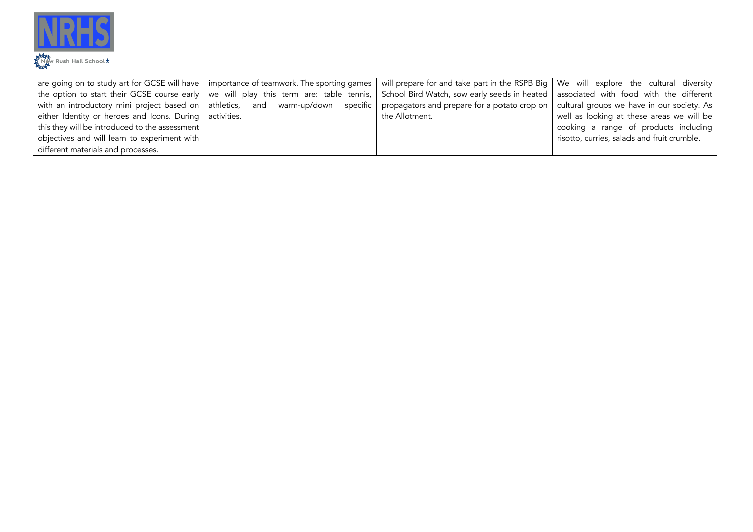| | | | |
|---|---|---|---|
| are going on to study art for GCSE will have the option to start their GCSE course early with an introductory mini project based on either Identity or heroes and Icons. During this they will be introduced to the assessment objectives and will learn to experiment with different materials and processes. | importance of teamwork. The sporting games we will play this term are: table tennis, athletics, and warm-up/down specific activities. | will prepare for and take part in the RSPB Big School Bird Watch, sow early seeds in heated propagators and prepare for a potato crop on the Allotment. | We will explore the cultural diversity associated with food with the different cultural groups we have in our society. As well as looking at these areas we will be cooking a range of products including risotto, curries, salads and fruit crumble. |